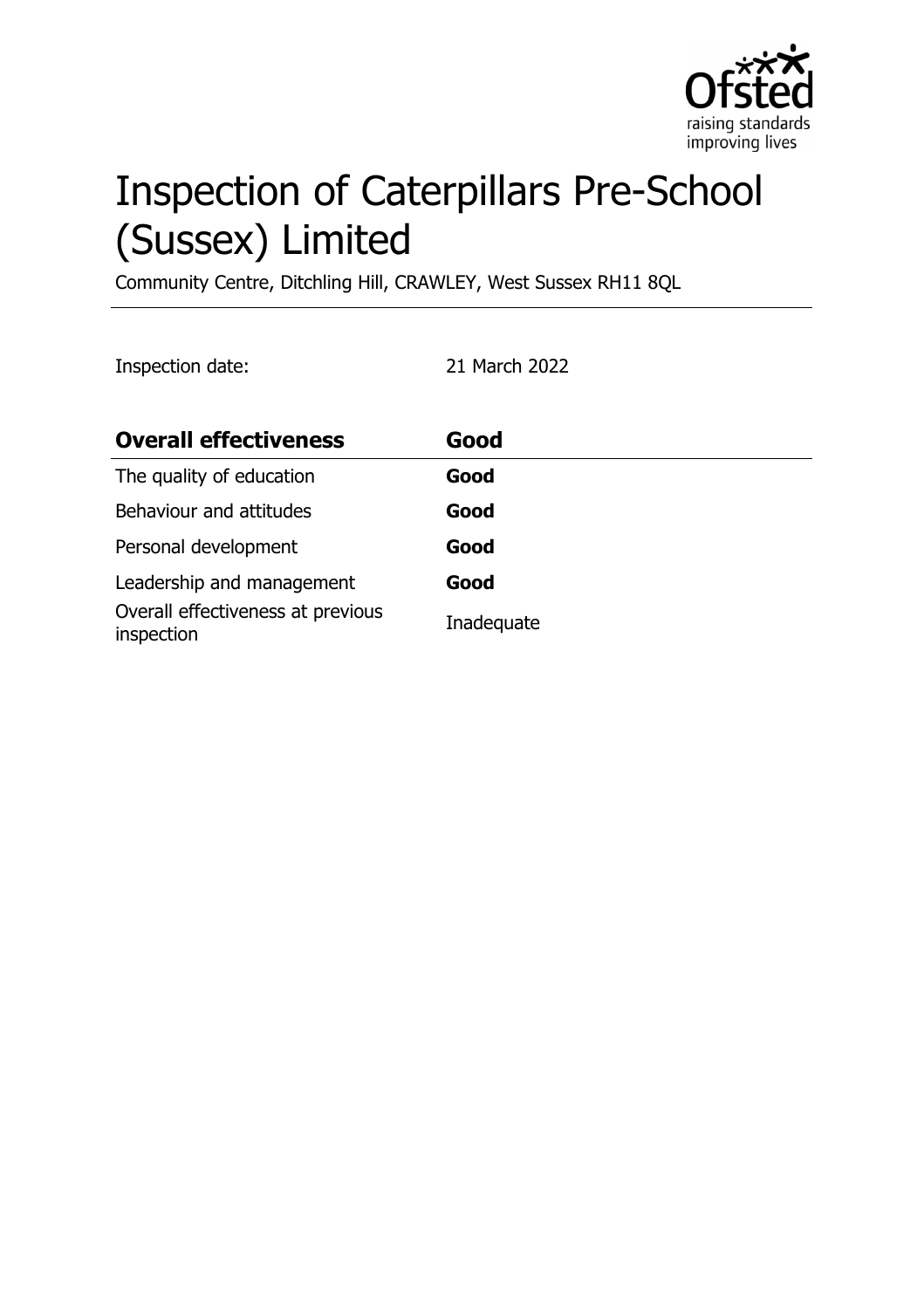# Inspection of Caterpillars Pre-School (Sussex) Limited

Community Centre, Ditchling Hill, CRAWLEY, West Sussex RH11 8QL

Inspection date: 21 March 2022

| **Overall effectiveness** | **Good** |
|---|---|
| The quality of education | **Good** |
| Behaviour and attitudes | **Good** |
| Personal development | **Good** |
| Leadership and management | **Good** |
| Overall effectiveness at previous inspection | Inadequate |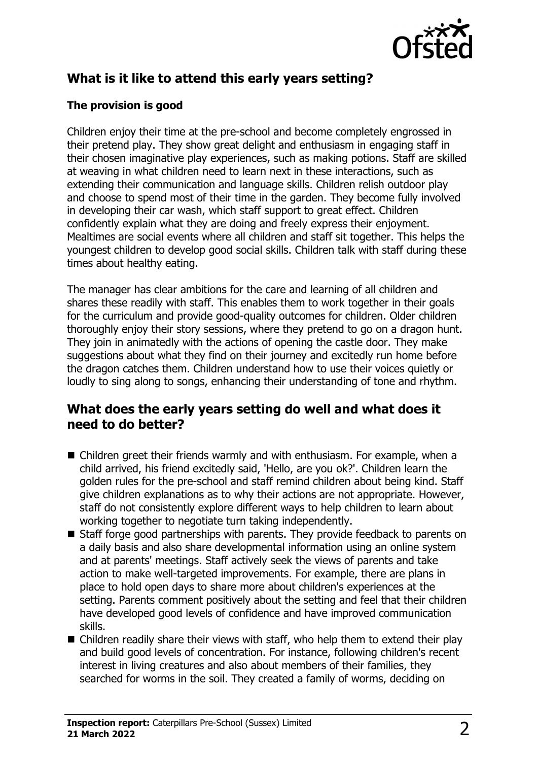## What is it like to attend this early years setting?

### The provision is good

Children enjoy their time at the pre-school and become completely engrossed in their pretend play. They show great delight and enthusiasm in engaging staff in their chosen imaginative play experiences, such as making potions. Staff are skilled at weaving in what children need to learn next in these interactions, such as extending their communication and language skills. Children relish outdoor play and choose to spend most of their time in the garden. They become fully involved in developing their car wash, which staff support to great effect. Children confidently explain what they are doing and freely express their enjoyment. Mealtimes are social events where all children and staff sit together. This helps the youngest children to develop good social skills. Children talk with staff during these times about healthy eating.

The manager has clear ambitions for the care and learning of all children and shares these readily with staff. This enables them to work together in their goals for the curriculum and provide good-quality outcomes for children. Older children thoroughly enjoy their story sessions, where they pretend to go on a dragon hunt. They join in animatedly with the actions of opening the castle door. They make suggestions about what they find on their journey and excitedly run home before the dragon catches them. Children understand how to use their voices quietly or loudly to sing along to songs, enhancing their understanding of tone and rhythm.

## What does the early years setting do well and what does it need to do better?

- Children greet their friends warmly and with enthusiasm. For example, when a child arrived, his friend excitedly said, 'Hello, are you ok?'. Children learn the golden rules for the pre-school and staff remind children about being kind. Staff give children explanations as to why their actions are not appropriate. However, staff do not consistently explore different ways to help children to learn about working together to negotiate turn taking independently.
- Staff forge good partnerships with parents. They provide feedback to parents on a daily basis and also share developmental information using an online system and at parents' meetings. Staff actively seek the views of parents and take action to make well-targeted improvements. For example, there are plans in place to hold open days to share more about children's experiences at the setting. Parents comment positively about the setting and feel that their children have developed good levels of confidence and have improved communication skills.
- Children readily share their views with staff, who help them to extend their play and build good levels of concentration. For instance, following children's recent interest in living creatures and also about members of their families, they searched for worms in the soil. They created a family of worms, deciding on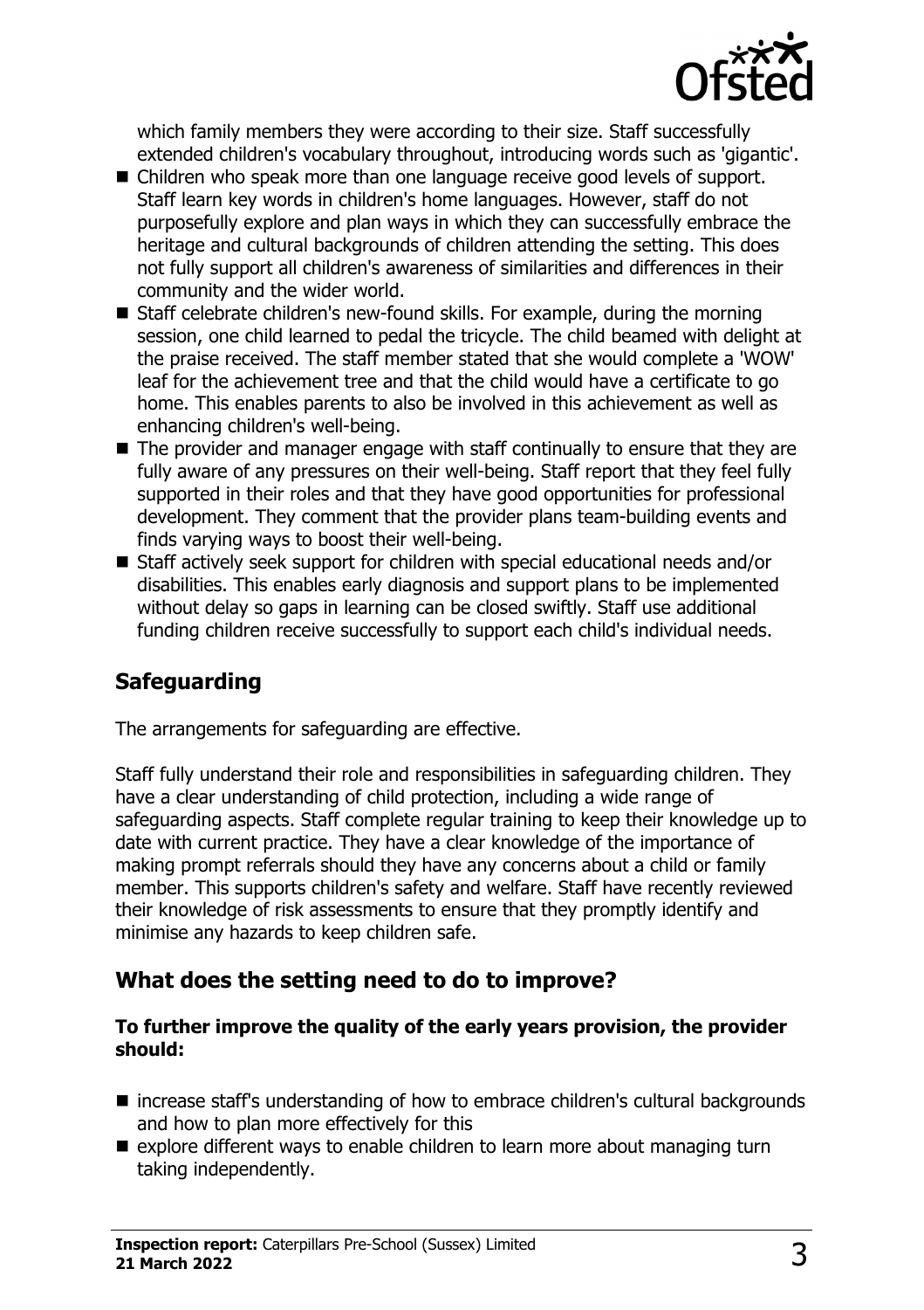which family members they were according to their size. Staff successfully extended children's vocabulary throughout, introducing words such as 'gigantic'.

- Children who speak more than one language receive good levels of support. Staff learn key words in children's home languages. However, staff do not purposefully explore and plan ways in which they can successfully embrace the heritage and cultural backgrounds of children attending the setting. This does not fully support all children's awareness of similarities and differences in their community and the wider world.
- Staff celebrate children's new-found skills. For example, during the morning session, one child learned to pedal the tricycle. The child beamed with delight at the praise received. The staff member stated that she would complete a 'WOW' leaf for the achievement tree and that the child would have a certificate to go home. This enables parents to also be involved in this achievement as well as enhancing children's well-being.
- The provider and manager engage with staff continually to ensure that they are fully aware of any pressures on their well-being. Staff report that they feel fully supported in their roles and that they have good opportunities for professional development. They comment that the provider plans team-building events and finds varying ways to boost their well-being.
- Staff actively seek support for children with special educational needs and/or disabilities. This enables early diagnosis and support plans to be implemented without delay so gaps in learning can be closed swiftly. Staff use additional funding children receive successfully to support each child's individual needs.

## Safeguarding

The arrangements for safeguarding are effective.

Staff fully understand their role and responsibilities in safeguarding children. They have a clear understanding of child protection, including a wide range of safeguarding aspects. Staff complete regular training to keep their knowledge up to date with current practice. They have a clear knowledge of the importance of making prompt referrals should they have any concerns about a child or family member. This supports children's safety and welfare. Staff have recently reviewed their knowledge of risk assessments to ensure that they promptly identify and minimise any hazards to keep children safe.

## What does the setting need to do to improve?

**To further improve the quality of the early years provision, the provider should:**

- increase staff's understanding of how to embrace children's cultural backgrounds and how to plan more effectively for this
- explore different ways to enable children to learn more about managing turn taking independently.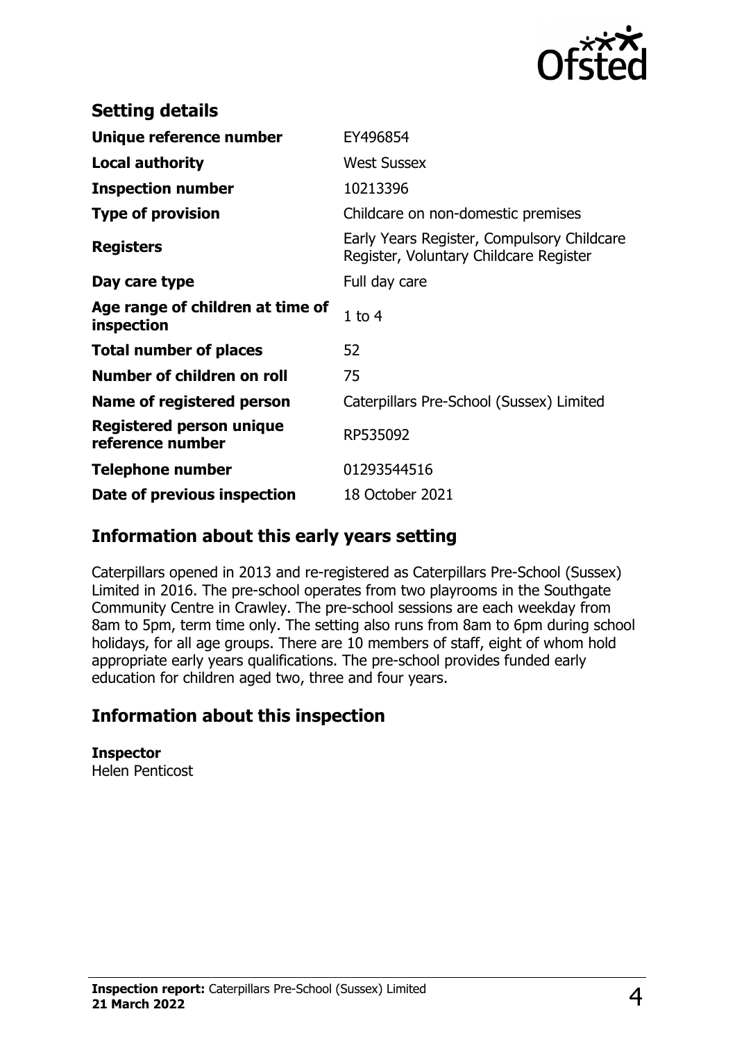## Setting details

| | |
|---|---|
| **Unique reference number** | EY496854 |
| **Local authority** | West Sussex |
| **Inspection number** | 10213396 |
| **Type of provision** | Childcare on non-domestic premises |
| **Registers** | Early Years Register, Compulsory Childcare Register, Voluntary Childcare Register |
| **Day care type** | Full day care |
| **Age range of children at time of inspection** | 1 to 4 |
| **Total number of places** | 52 |
| **Number of children on roll** | 75 |
| **Name of registered person** | Caterpillars Pre-School (Sussex) Limited |
| **Registered person unique reference number** | RP535092 |
| **Telephone number** | 01293544516 |
| **Date of previous inspection** | 18 October 2021 |

## Information about this early years setting

Caterpillars opened in 2013 and re-registered as Caterpillars Pre-School (Sussex) Limited in 2016. The pre-school operates from two playrooms in the Southgate Community Centre in Crawley. The pre-school sessions are each weekday from 8am to 5pm, term time only. The setting also runs from 8am to 6pm during school holidays, for all age groups. There are 10 members of staff, eight of whom hold appropriate early years qualifications. The pre-school provides funded early education for children aged two, three and four years.

## Information about this inspection

**Inspector**
Helen Penticost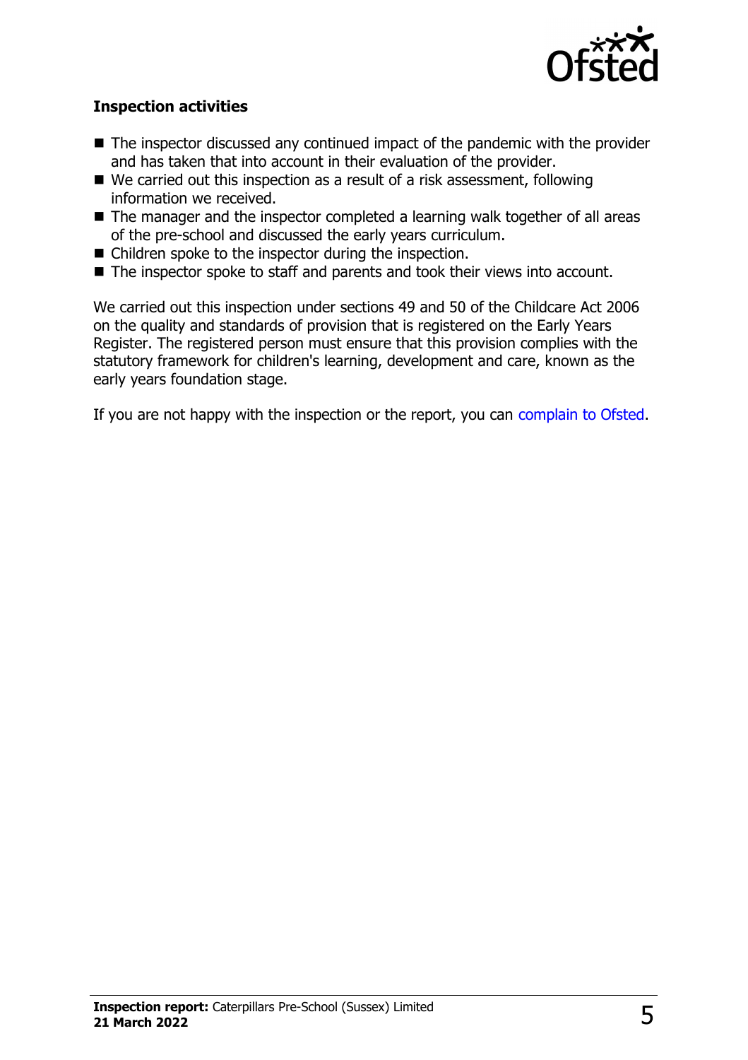### Inspection activities

- The inspector discussed any continued impact of the pandemic with the provider and has taken that into account in their evaluation of the provider.
- We carried out this inspection as a result of a risk assessment, following information we received.
- The manager and the inspector completed a learning walk together of all areas of the pre-school and discussed the early years curriculum.
- Children spoke to the inspector during the inspection.
- The inspector spoke to staff and parents and took their views into account.

We carried out this inspection under sections 49 and 50 of the Childcare Act 2006 on the quality and standards of provision that is registered on the Early Years Register. The registered person must ensure that this provision complies with the statutory framework for children's learning, development and care, known as the early years foundation stage.

If you are not happy with the inspection or the report, you can complain to Ofsted.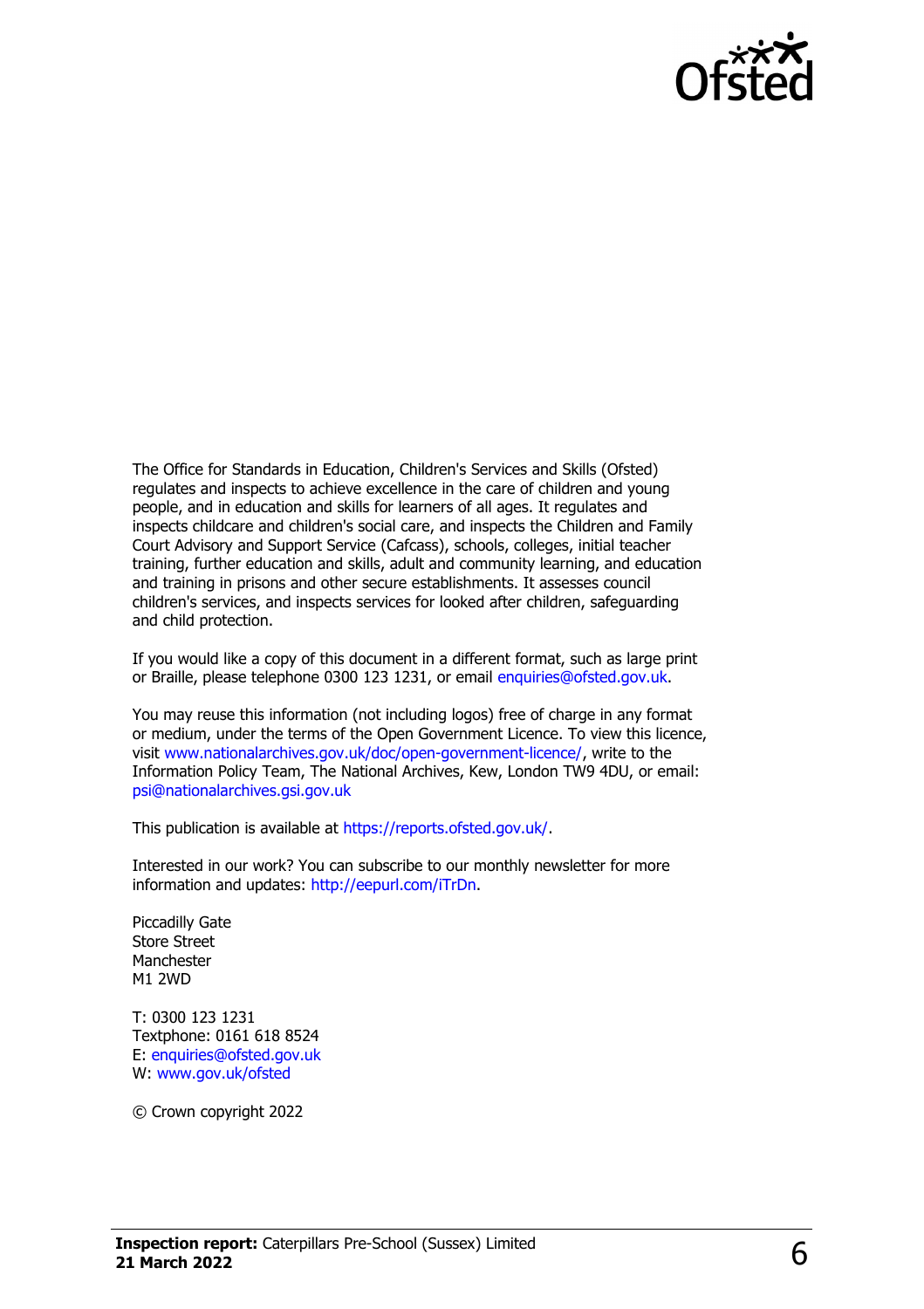The Office for Standards in Education, Children's Services and Skills (Ofsted) regulates and inspects to achieve excellence in the care of children and young people, and in education and skills for learners of all ages. It regulates and inspects childcare and children's social care, and inspects the Children and Family Court Advisory and Support Service (Cafcass), schools, colleges, initial teacher training, further education and skills, adult and community learning, and education and training in prisons and other secure establishments. It assesses council children's services, and inspects services for looked after children, safeguarding and child protection.

If you would like a copy of this document in a different format, such as large print or Braille, please telephone 0300 123 1231, or email enquiries@ofsted.gov.uk.

You may reuse this information (not including logos) free of charge in any format or medium, under the terms of the Open Government Licence. To view this licence, visit www.nationalarchives.gov.uk/doc/open-government-licence/, write to the Information Policy Team, The National Archives, Kew, London TW9 4DU, or email: psi@nationalarchives.gsi.gov.uk

This publication is available at https://reports.ofsted.gov.uk/.

Interested in our work? You can subscribe to our monthly newsletter for more information and updates: http://eepurl.com/iTrDn.

Piccadilly Gate
Store Street
Manchester
M1 2WD

T: 0300 123 1231
Textphone: 0161 618 8524
E: enquiries@ofsted.gov.uk
W: www.gov.uk/ofsted

© Crown copyright 2022